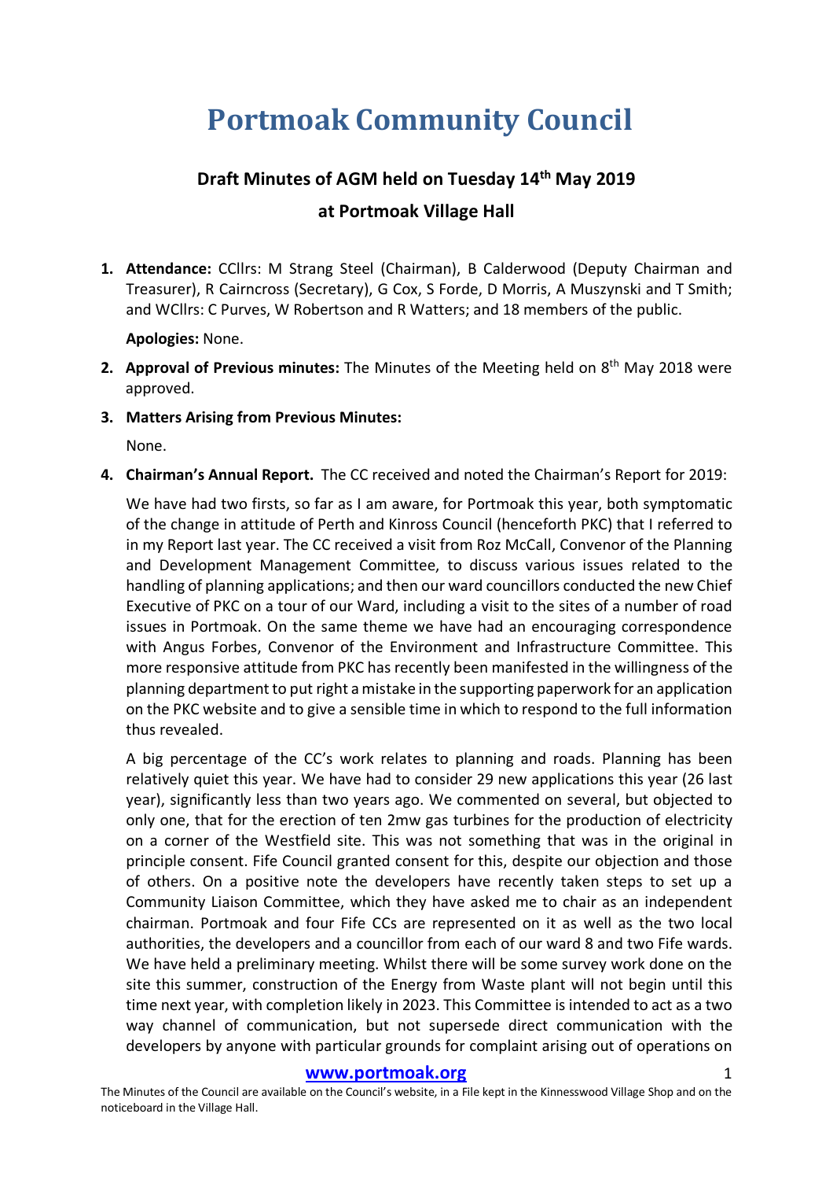# Portmoak Community Council

## Draft Minutes of AGM held on Tuesday 14th May 2019

## at Portmoak Village Hall

1. **Attendance:** CCllrs: M Strang Steel (Chairman), B Calderwood (Deputy Chairman and Treasurer), R Cairncross (Secretary), G Cox, S Forde, D Morris, A Muszynski and T Smith; and WCllrs: C Purves, W Robertson and R Watters; and 18 members of the public.

   **Apologies:** None.

2. **Approval of Previous minutes:** The Minutes of the Meeting held on 8th May 2018 were approved.

3. **Matters Arising from Previous Minutes:**

   None.

4. **Chairman's Annual Report.** The CC received and noted the Chairman's Report for 2019:

   We have had two firsts, so far as I am aware, for Portmoak this year, both symptomatic of the change in attitude of Perth and Kinross Council (henceforth PKC) that I referred to in my Report last year. The CC received a visit from Roz McCall, Convenor of the Planning and Development Management Committee, to discuss various issues related to the handling of planning applications; and then our ward councillors conducted the new Chief Executive of PKC on a tour of our Ward, including a visit to the sites of a number of road issues in Portmoak. On the same theme we have had an encouraging correspondence with Angus Forbes, Convenor of the Environment and Infrastructure Committee. This more responsive attitude from PKC has recently been manifested in the willingness of the planning department to put right a mistake in the supporting paperwork for an application on the PKC website and to give a sensible time in which to respond to the full information thus revealed.

   A big percentage of the CC's work relates to planning and roads. Planning has been relatively quiet this year. We have had to consider 29 new applications this year (26 last year), significantly less than two years ago. We commented on several, but objected to only one, that for the erection of ten 2mw gas turbines for the production of electricity on a corner of the Westfield site. This was not something that was in the original in principle consent. Fife Council granted consent for this, despite our objection and those of others. On a positive note the developers have recently taken steps to set up a Community Liaison Committee, which they have asked me to chair as an independent chairman. Portmoak and four Fife CCs are represented on it as well as the two local authorities, the developers and a councillor from each of our ward 8 and two Fife wards. We have held a preliminary meeting. Whilst there will be some survey work done on the site this summer, construction of the Energy from Waste plant will not begin until this time next year, with completion likely in 2023. This Committee is intended to act as a two way channel of communication, but not supersede direct communication with the developers by anyone with particular grounds for complaint arising out of operations on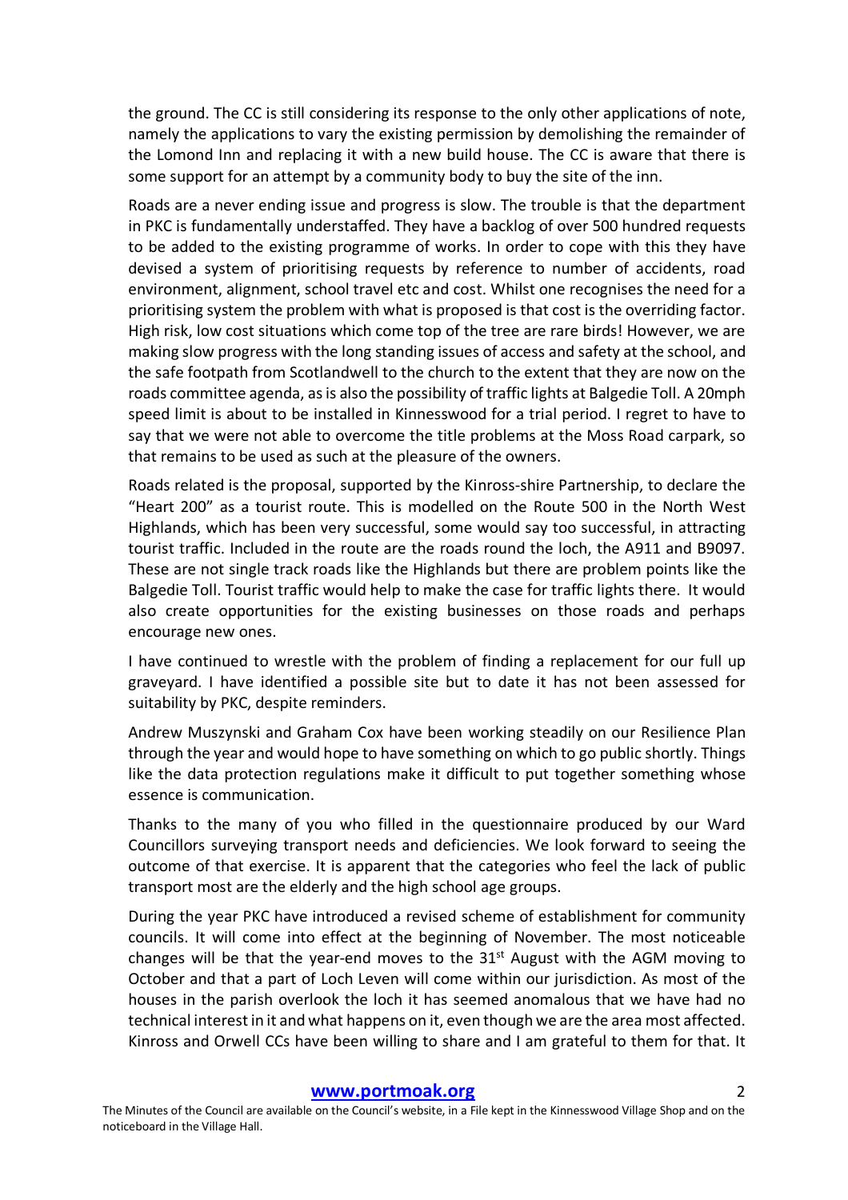the ground. The CC is still considering its response to the only other applications of note, namely the applications to vary the existing permission by demolishing the remainder of the Lomond Inn and replacing it with a new build house. The CC is aware that there is some support for an attempt by a community body to buy the site of the inn.

Roads are a never ending issue and progress is slow. The trouble is that the department in PKC is fundamentally understaffed. They have a backlog of over 500 hundred requests to be added to the existing programme of works. In order to cope with this they have devised a system of prioritising requests by reference to number of accidents, road environment, alignment, school travel etc and cost. Whilst one recognises the need for a prioritising system the problem with what is proposed is that cost is the overriding factor. High risk, low cost situations which come top of the tree are rare birds! However, we are making slow progress with the long standing issues of access and safety at the school, and the safe footpath from Scotlandwell to the church to the extent that they are now on the roads committee agenda, as is also the possibility of traffic lights at Balgedie Toll. A 20mph speed limit is about to be installed in Kinnesswood for a trial period. I regret to have to say that we were not able to overcome the title problems at the Moss Road carpark, so that remains to be used as such at the pleasure of the owners.

Roads related is the proposal, supported by the Kinross-shire Partnership, to declare the "Heart 200" as a tourist route. This is modelled on the Route 500 in the North West Highlands, which has been very successful, some would say too successful, in attracting tourist traffic. Included in the route are the roads round the loch, the A911 and B9097. These are not single track roads like the Highlands but there are problem points like the Balgedie Toll. Tourist traffic would help to make the case for traffic lights there. It would also create opportunities for the existing businesses on those roads and perhaps encourage new ones.

I have continued to wrestle with the problem of finding a replacement for our full up graveyard. I have identified a possible site but to date it has not been assessed for suitability by PKC, despite reminders.

Andrew Muszynski and Graham Cox have been working steadily on our Resilience Plan through the year and would hope to have something on which to go public shortly. Things like the data protection regulations make it difficult to put together something whose essence is communication.

Thanks to the many of you who filled in the questionnaire produced by our Ward Councillors surveying transport needs and deficiencies. We look forward to seeing the outcome of that exercise. It is apparent that the categories who feel the lack of public transport most are the elderly and the high school age groups.

During the year PKC have introduced a revised scheme of establishment for community councils. It will come into effect at the beginning of November. The most noticeable changes will be that the year-end moves to the 31st August with the AGM moving to October and that a part of Loch Leven will come within our jurisdiction. As most of the houses in the parish overlook the loch it has seemed anomalous that we have had no technical interest in it and what happens on it, even though we are the area most affected. Kinross and Orwell CCs have been willing to share and I am grateful to them for that. It

**www.portmoak.org**

The Minutes of the Council are available on the Council's website, in a File kept in the Kinnesswood Village Shop and on the noticeboard in the Village Hall.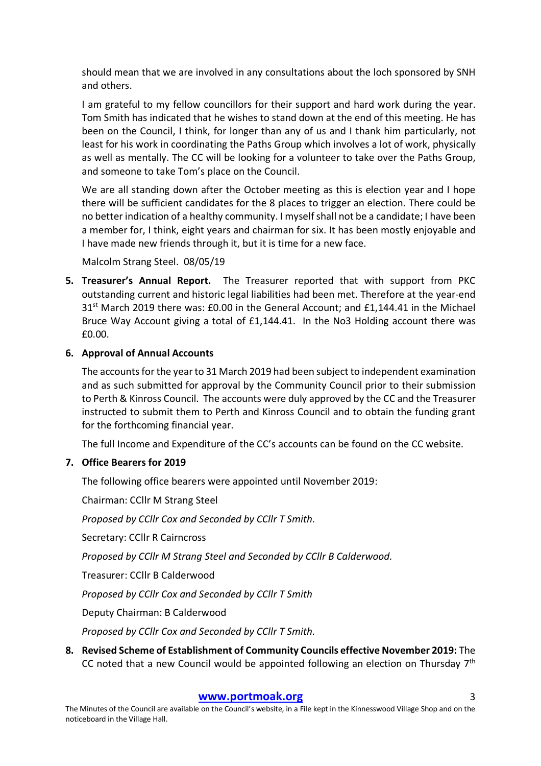should mean that we are involved in any consultations about the loch sponsored by SNH and others.

I am grateful to my fellow councillors for their support and hard work during the year. Tom Smith has indicated that he wishes to stand down at the end of this meeting. He has been on the Council, I think, for longer than any of us and I thank him particularly, not least for his work in coordinating the Paths Group which involves a lot of work, physically as well as mentally. The CC will be looking for a volunteer to take over the Paths Group, and someone to take Tom's place on the Council.

We are all standing down after the October meeting as this is election year and I hope there will be sufficient candidates for the 8 places to trigger an election. There could be no better indication of a healthy community. I myself shall not be a candidate; I have been a member for, I think, eight years and chairman for six. It has been mostly enjoyable and I have made new friends through it, but it is time for a new face.

Malcolm Strang Steel. 08/05/19

5. **Treasurer's Annual Report.** The Treasurer reported that with support from PKC outstanding current and historic legal liabilities had been met. Therefore at the year-end 31st March 2019 there was: £0.00 in the General Account; and £1,144.41 in the Michael Bruce Way Account giving a total of £1,144.41. In the No3 Holding account there was £0.00.

6. **Approval of Annual Accounts**

   The accounts for the year to 31 March 2019 had been subject to independent examination and as such submitted for approval by the Community Council prior to their submission to Perth & Kinross Council. The accounts were duly approved by the CC and the Treasurer instructed to submit them to Perth and Kinross Council and to obtain the funding grant for the forthcoming financial year.

   The full Income and Expenditure of the CC's accounts can be found on the CC website.

7. **Office Bearers for 2019**

   The following office bearers were appointed until November 2019:

   Chairman: CCllr M Strang Steel

   *Proposed by CCllr Cox and Seconded by CCllr T Smith.*

   Secretary: CCllr R Cairncross

   *Proposed by CCllr M Strang Steel and Seconded by CCllr B Calderwood.*

   Treasurer: CCllr B Calderwood

   *Proposed by CCllr Cox and Seconded by CCllr T Smith*

   Deputy Chairman: B Calderwood

   *Proposed by CCllr Cox and Seconded by CCllr T Smith.*

8. **Revised Scheme of Establishment of Community Councils effective November 2019:** The CC noted that a new Council would be appointed following an election on Thursday 7th

The Minutes of the Council are available on the Council's website, in a File kept in the Kinnesswood Village Shop and on the noticeboard in the Village Hall.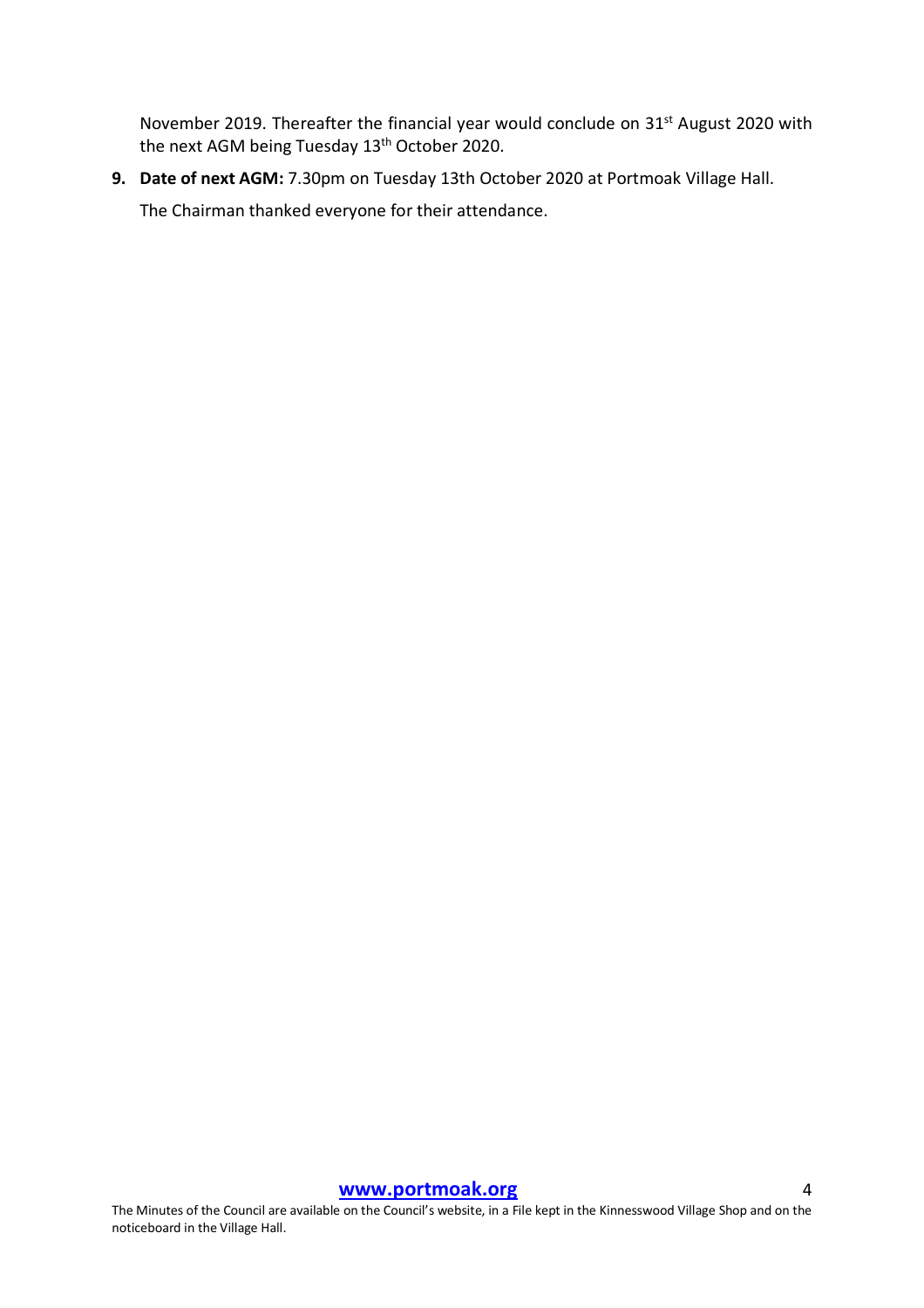November 2019. Thereafter the financial year would conclude on 31st August 2020 with the next AGM being Tuesday 13th October 2020.

9. **Date of next AGM:** 7.30pm on Tuesday 13th October 2020 at Portmoak Village Hall.

   The Chairman thanked everyone for their attendance.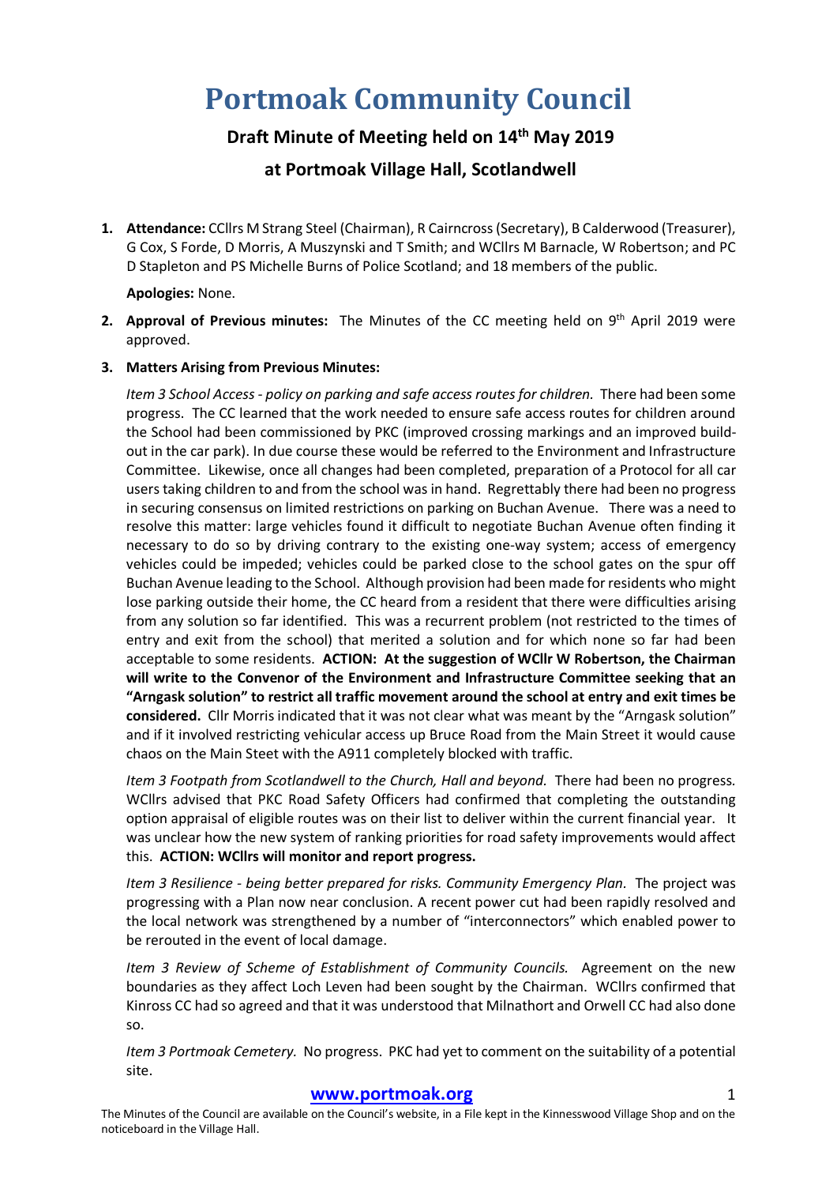# Portmoak Community Council

## Draft Minute of Meeting held on 14th May 2019

## at Portmoak Village Hall, Scotlandwell

1. **Attendance:** CCllrs M Strang Steel (Chairman), R Cairncross (Secretary), B Calderwood (Treasurer), G Cox, S Forde, D Morris, A Muszynski and T Smith; and WCllrs M Barnacle, W Robertson; and PC D Stapleton and PS Michelle Burns of Police Scotland; and 18 members of the public.

   **Apologies:** None.

2. **Approval of Previous minutes:** The Minutes of the CC meeting held on 9th April 2019 were approved.

3. **Matters Arising from Previous Minutes:**

   *Item 3 School Access - policy on parking and safe access routes for children.* There had been some progress. The CC learned that the work needed to ensure safe access routes for children around the School had been commissioned by PKC (improved crossing markings and an improved build-out in the car park). In due course these would be referred to the Environment and Infrastructure Committee. Likewise, once all changes had been completed, preparation of a Protocol for all car users taking children to and from the school was in hand. Regrettably there had been no progress in securing consensus on limited restrictions on parking on Buchan Avenue. There was a need to resolve this matter: large vehicles found it difficult to negotiate Buchan Avenue often finding it necessary to do so by driving contrary to the existing one-way system; access of emergency vehicles could be impeded; vehicles could be parked close to the school gates on the spur off Buchan Avenue leading to the School. Although provision had been made for residents who might lose parking outside their home, the CC heard from a resident that there were difficulties arising from any solution so far identified. This was a recurrent problem (not restricted to the times of entry and exit from the school) that merited a solution and for which none so far had been acceptable to some residents. **ACTION: At the suggestion of WCllr W Robertson, the Chairman will write to the Convenor of the Environment and Infrastructure Committee seeking that an "Arngask solution" to restrict all traffic movement around the school at entry and exit times be considered.** Cllr Morris indicated that it was not clear what was meant by the "Arngask solution" and if it involved restricting vehicular access up Bruce Road from the Main Street it would cause chaos on the Main Steet with the A911 completely blocked with traffic.

   *Item 3 Footpath from Scotlandwell to the Church, Hall and beyond.* There had been no progress. WCllrs advised that PKC Road Safety Officers had confirmed that completing the outstanding option appraisal of eligible routes was on their list to deliver within the current financial year. It was unclear how the new system of ranking priorities for road safety improvements would affect this. **ACTION: WCllrs will monitor and report progress.**

   *Item 3 Resilience - being better prepared for risks. Community Emergency Plan.* The project was progressing with a Plan now near conclusion. A recent power cut had been rapidly resolved and the local network was strengthened by a number of "interconnectors" which enabled power to be rerouted in the event of local damage.

   *Item 3 Review of Scheme of Establishment of Community Councils.* Agreement on the new boundaries as they affect Loch Leven had been sought by the Chairman. WCllrs confirmed that Kinross CC had so agreed and that it was understood that Milnathort and Orwell CC had also done so.

   *Item 3 Portmoak Cemetery.* No progress. PKC had yet to comment on the suitability of a potential site.

**www.portmoak.org**

The Minutes of the Council are available on the Council's website, in a File kept in the Kinnesswood Village Shop and on the noticeboard in the Village Hall.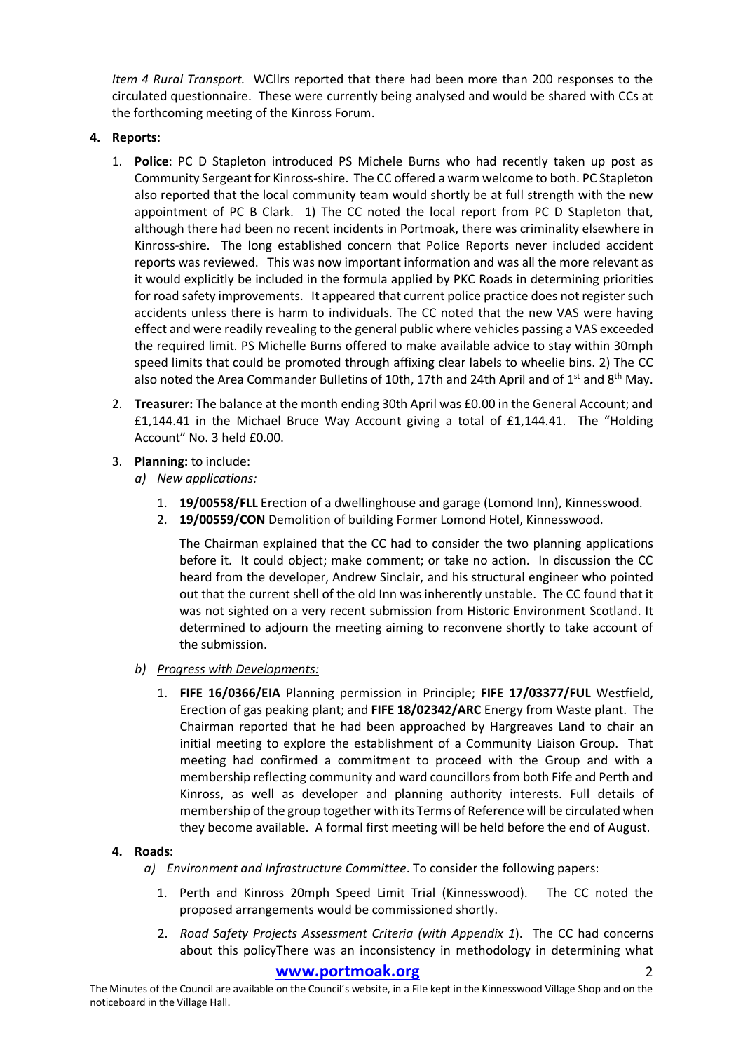*Item 4 Rural Transport.* WCllrs reported that there had been more than 200 responses to the circulated questionnaire. These were currently being analysed and would be shared with CCs at the forthcoming meeting of the Kinross Forum.

**4. Reports:**

1. **Police**: PC D Stapleton introduced PS Michele Burns who had recently taken up post as Community Sergeant for Kinross-shire. The CC offered a warm welcome to both. PC Stapleton also reported that the local community team would shortly be at full strength with the new appointment of PC B Clark. 1) The CC noted the local report from PC D Stapleton that, although there had been no recent incidents in Portmoak, there was criminality elsewhere in Kinross-shire. The long established concern that Police Reports never included accident reports was reviewed. This was now important information and was all the more relevant as it would explicitly be included in the formula applied by PKC Roads in determining priorities for road safety improvements. It appeared that current police practice does not register such accidents unless there is harm to individuals. The CC noted that the new VAS were having effect and were readily revealing to the general public where vehicles passing a VAS exceeded the required limit. PS Michelle Burns offered to make available advice to stay within 30mph speed limits that could be promoted through affixing clear labels to wheelie bins. 2) The CC also noted the Area Commander Bulletins of 10th, 17th and 24th April and of 1st and 8th May.

2. **Treasurer:** The balance at the month ending 30th April was £0.00 in the General Account; and £1,144.41 in the Michael Bruce Way Account giving a total of £1,144.41. The "Holding Account" No. 3 held £0.00.

3. **Planning:** to include:

   *a) New applications:*

   1. **19/00558/FLL** Erection of a dwellinghouse and garage (Lomond Inn), Kinnesswood.
   2. **19/00559/CON** Demolition of building Former Lomond Hotel, Kinnesswood.

   The Chairman explained that the CC had to consider the two planning applications before it. It could object; make comment; or take no action. In discussion the CC heard from the developer, Andrew Sinclair, and his structural engineer who pointed out that the current shell of the old Inn was inherently unstable. The CC found that it was not sighted on a very recent submission from Historic Environment Scotland. It determined to adjourn the meeting aiming to reconvene shortly to take account of the submission.

   *b) Progress with Developments:*

   1. **FIFE 16/0366/EIA** Planning permission in Principle; **FIFE 17/03377/FUL** Westfield, Erection of gas peaking plant; and **FIFE 18/02342/ARC** Energy from Waste plant. The Chairman reported that he had been approached by Hargreaves Land to chair an initial meeting to explore the establishment of a Community Liaison Group. That meeting had confirmed a commitment to proceed with the Group and with a membership reflecting community and ward councillors from both Fife and Perth and Kinross, as well as developer and planning authority interests. Full details of membership of the group together with its Terms of Reference will be circulated when they become available. A formal first meeting will be held before the end of August.

**4. Roads:**

*a) Environment and Infrastructure Committee*. To consider the following papers:

1. Perth and Kinross 20mph Speed Limit Trial (Kinnesswood). The CC noted the proposed arrangements would be commissioned shortly.
2. *Road Safety Projects Assessment Criteria (with Appendix 1*). The CC had concerns about this policyThere was an inconsistency in methodology in determining what

**www.portmoak.org**

The Minutes of the Council are available on the Council's website, in a File kept in the Kinnesswood Village Shop and on the noticeboard in the Village Hall.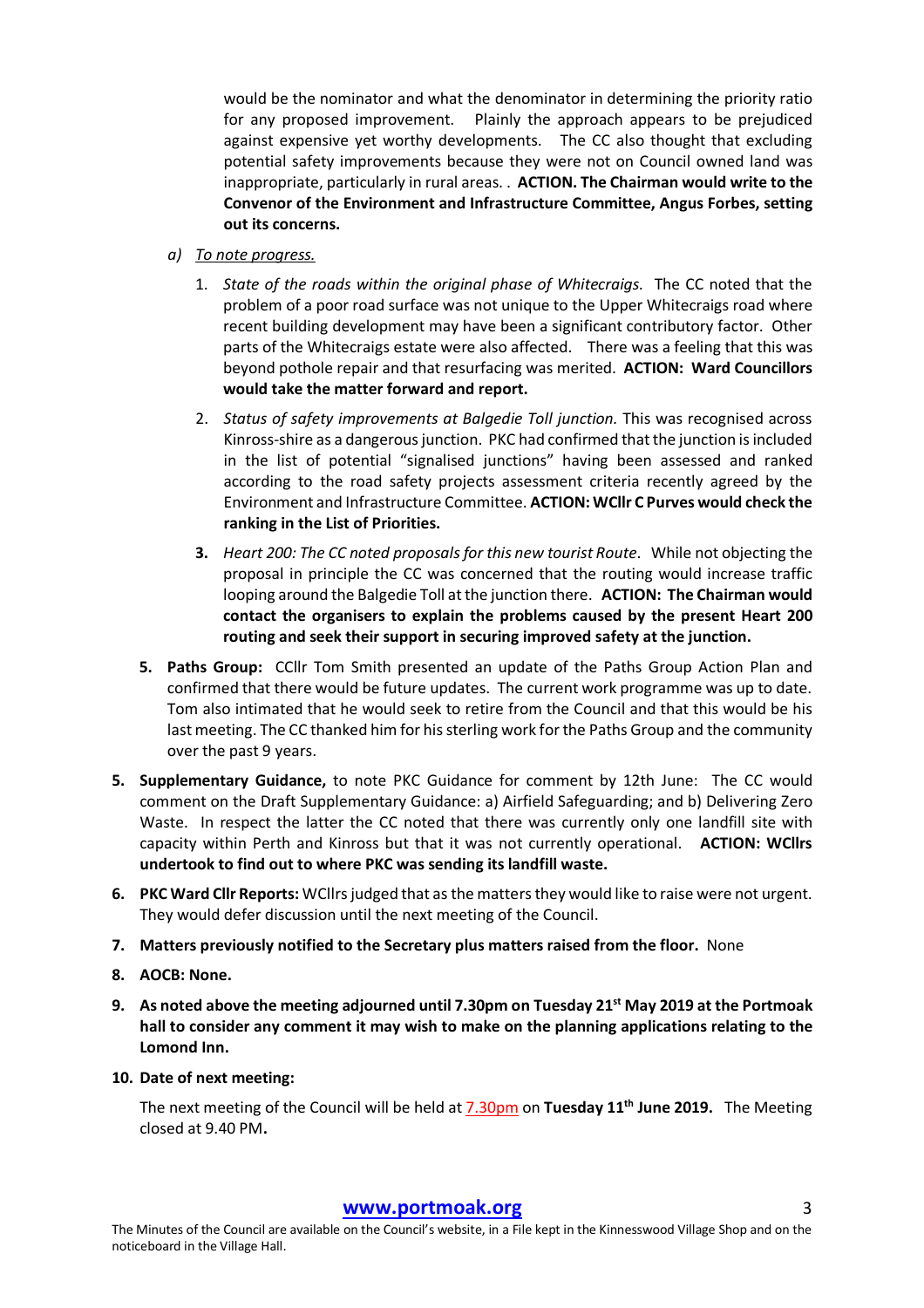would be the nominator and what the denominator in determining the priority ratio for any proposed improvement. Plainly the approach appears to be prejudiced against expensive yet worthy developments. The CC also thought that excluding potential safety improvements because they were not on Council owned land was inappropriate, particularly in rural areas. . **ACTION. The Chairman would write to the Convenor of the Environment and Infrastructure Committee, Angus Forbes, setting out its concerns.**

a) _To note progress._

1. *State of the roads within the original phase of Whitecraigs.* The CC noted that the problem of a poor road surface was not unique to the Upper Whitecraigs road where recent building development may have been a significant contributory factor. Other parts of the Whitecraigs estate were also affected. There was a feeling that this was beyond pothole repair and that resurfacing was merited. **ACTION: Ward Councillors would take the matter forward and report.**

2. *Status of safety improvements at Balgedie Toll junction.* This was recognised across Kinross-shire as a dangerous junction. PKC had confirmed that the junction is included in the list of potential "signalised junctions" having been assessed and ranked according to the road safety projects assessment criteria recently agreed by the Environment and Infrastructure Committee. **ACTION: WCllr C Purves would check the ranking in the List of Priorities.**

3. *Heart 200: The CC noted proposals for this new tourist Route*. While not objecting the proposal in principle the CC was concerned that the routing would increase traffic looping around the Balgedie Toll at the junction there. **ACTION: The Chairman would contact the organisers to explain the problems caused by the present Heart 200 routing and seek their support in securing improved safety at the junction.**

5. **Paths Group:** CCllr Tom Smith presented an update of the Paths Group Action Plan and confirmed that there would be future updates. The current work programme was up to date. Tom also intimated that he would seek to retire from the Council and that this would be his last meeting. The CC thanked him for his sterling work for the Paths Group and the community over the past 9 years.

5. **Supplementary Guidance,** to note PKC Guidance for comment by 12th June: The CC would comment on the Draft Supplementary Guidance: a) Airfield Safeguarding; and b) Delivering Zero Waste. In respect the latter the CC noted that there was currently only one landfill site with capacity within Perth and Kinross but that it was not currently operational. **ACTION: WCllrs undertook to find out to where PKC was sending its landfill waste.**

6. **PKC Ward Cllr Reports:** WCllrs judged that as the matters they would like to raise were not urgent. They would defer discussion until the next meeting of the Council.

7. **Matters previously notified to the Secretary plus matters raised from the floor.** None

8. **AOCB: None.**

9. **As noted above the meeting adjourned until 7.30pm on Tuesday 21st May 2019 at the Portmoak hall to consider any comment it may wish to make on the planning applications relating to the Lomond Inn.**

10. **Date of next meeting:**

The next meeting of the Council will be held at 7.30pm on **Tuesday 11th June 2019.** The Meeting closed at 9.40 PM**.**

**www.portmoak.org**

The Minutes of the Council are available on the Council's website, in a File kept in the Kinnesswood Village Shop and on the noticeboard in the Village Hall.